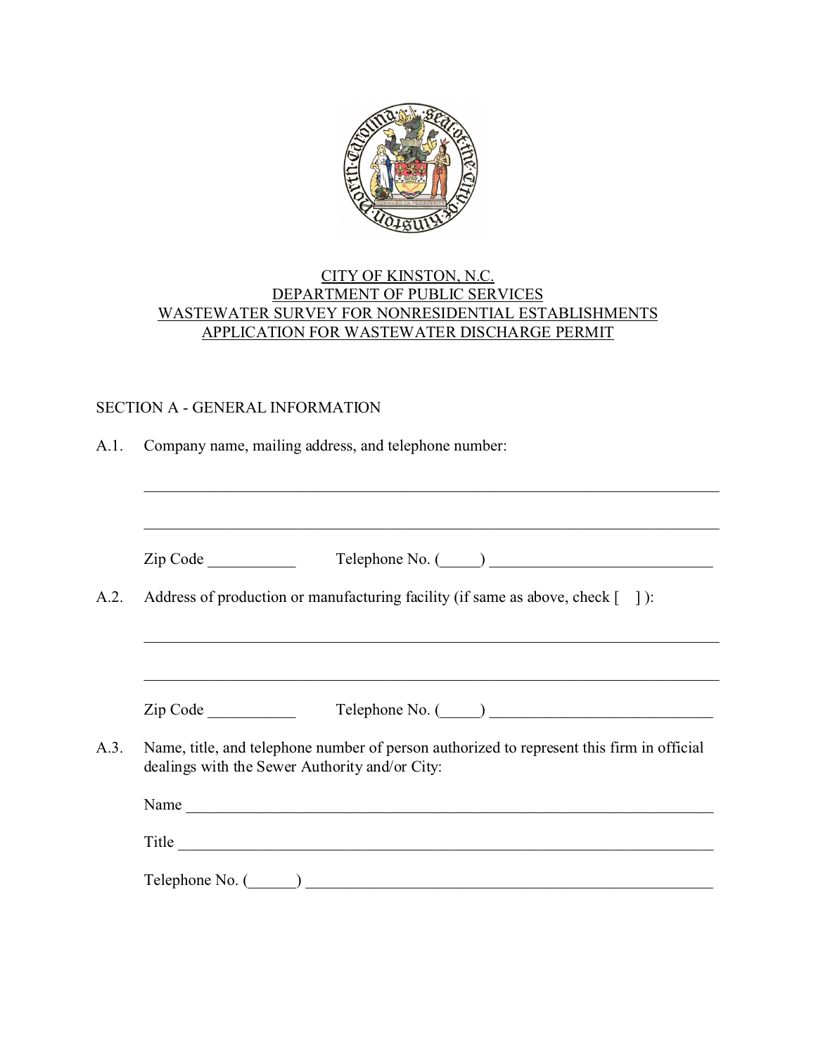CITY OF KINSTON, N.C.
DEPARTMENT OF PUBLIC SERVICES
WASTEWATER SURVEY FOR NONRESIDENTIAL ESTABLISHMENTS
APPLICATION FOR WASTEWATER DISCHARGE PERMIT

## SECTION A - GENERAL INFORMATION

A.1. Company name, mailing address, and telephone number:

_______________________________________________________________________

_______________________________________________________________________

Zip Code ___________ Telephone No. (_____) ____________________________

A.2. Address of production or manufacturing facility (if same as above, check [ ] ):

_______________________________________________________________________

_______________________________________________________________________

Zip Code ___________ Telephone No. (_____) ____________________________

A.3. Name, title, and telephone number of person authorized to represent this firm in official dealings with the Sewer Authority and/or City:

Name ___________________________________________________________________

Title ____________________________________________________________________

Telephone No. (______) ____________________________________________________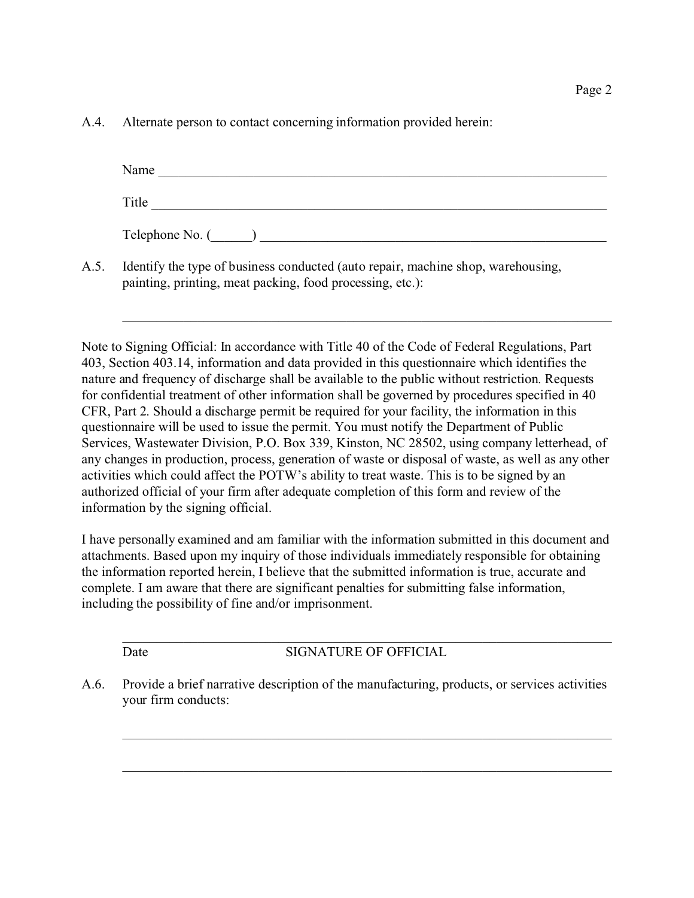A.4. Alternate person to contact concerning information provided herein:

Name ______________________________________________________________________

Title ______________________________________________________________________

Telephone No. (______) ____________________________________________________

A.5. Identify the type of business conducted (auto repair, machine shop, warehousing, painting, printing, meat packing, food processing, etc.):

___________________________________________________________________________

Note to Signing Official: In accordance with Title 40 of the Code of Federal Regulations, Part 403, Section 403.14, information and data provided in this questionnaire which identifies the nature and frequency of discharge shall be available to the public without restriction. Requests for confidential treatment of other information shall be governed by procedures specified in 40 CFR, Part 2. Should a discharge permit be required for your facility, the information in this questionnaire will be used to issue the permit. You must notify the Department of Public Services, Wastewater Division, P.O. Box 339, Kinston, NC 28502, using company letterhead, of any changes in production, process, generation of waste or disposal of waste, as well as any other activities which could affect the POTW's ability to treat waste. This is to be signed by an authorized official of your firm after adequate completion of this form and review of the information by the signing official.

I have personally examined and am familiar with the information submitted in this document and attachments. Based upon my inquiry of those individuals immediately responsible for obtaining the information reported herein, I believe that the submitted information is true, accurate and complete. I am aware that there are significant penalties for submitting false information, including the possibility of fine and/or imprisonment.

___________________________________________________________________________

Date SIGNATURE OF OFFICIAL

A.6. Provide a brief narrative description of the manufacturing, products, or services activities your firm conducts:

___________________________________________________________________________

___________________________________________________________________________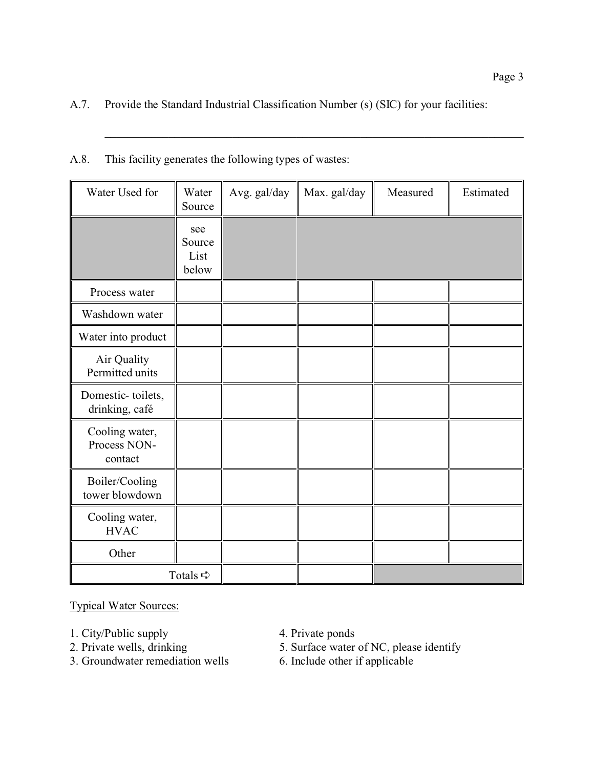A.7. Provide the Standard Industrial Classification Number (s) (SIC) for your facilities:

\_\_\_\_\_\_\_\_\_\_\_\_\_\_\_\_\_\_\_\_\_\_\_\_\_\_\_\_\_\_\_\_\_\_\_\_\_\_\_\_\_\_\_\_\_\_\_\_\_\_\_\_\_\_\_\_\_\_\_\_

A.8. This facility generates the following types of wastes:

| Water Used for | Water Source | Avg. gal/day | Max. gal/day | Measured | Estimated |
|---|---|---|---|---|---|
| | see Source List below | | | | |
| Process water | | | | | |
| Washdown water | | | | | |
| Water into product | | | | | |
| Air Quality Permitted units | | | | | |
| Domestic- toilets, drinking, café | | | | | |
| Cooling water, Process NON-contact | | | | | |
| Boiler/Cooling tower blowdown | | | | | |
| Cooling water, HVAC | | | | | |
| Other | | | | | |
| Totals ➪ | | | | | |

Typical Water Sources:

1. City/Public supply
2. Private wells, drinking
3. Groundwater remediation wells
4. Private ponds
5. Surface water of NC, please identify
6. Include other if applicable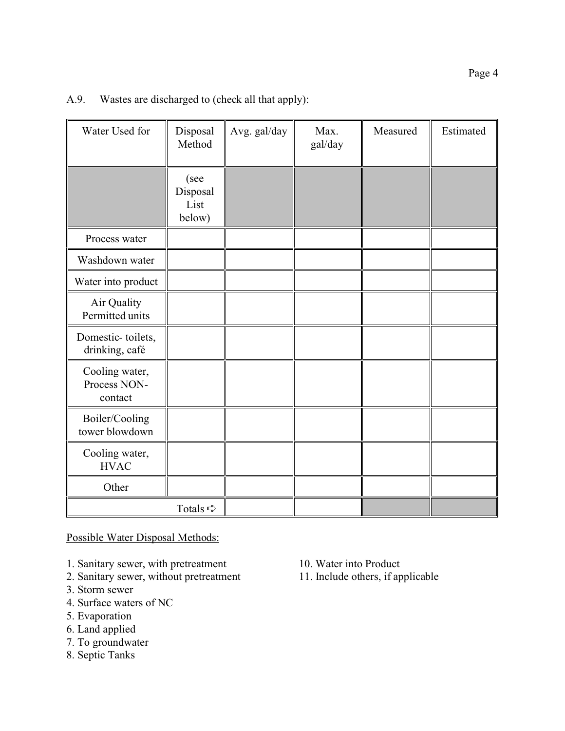A.9. Wastes are discharged to (check all that apply):

| Water Used for | Disposal Method | Avg. gal/day | Max. gal/day | Measured | Estimated |
|---|---|---|---|---|---|
| | (see Disposal List below) | | | | |
| Process water | | | | | |
| Washdown water | | | | | |
| Water into product | | | | | |
| Air Quality Permitted units | | | | | |
| Domestic- toilets, drinking, café | | | | | |
| Cooling water, Process NON-contact | | | | | |
| Boiler/Cooling tower blowdown | | | | | |
| Cooling water, HVAC | | | | | |
| Other | | | | | |
| | Totals ➪ | | | | |

Possible Water Disposal Methods:

1. Sanitary sewer, with pretreatment
2. Sanitary sewer, without pretreatment
3. Storm sewer
4. Surface waters of NC
5. Evaporation
6. Land applied
7. To groundwater
8. Septic Tanks
10. Water into Product
11. Include others, if applicable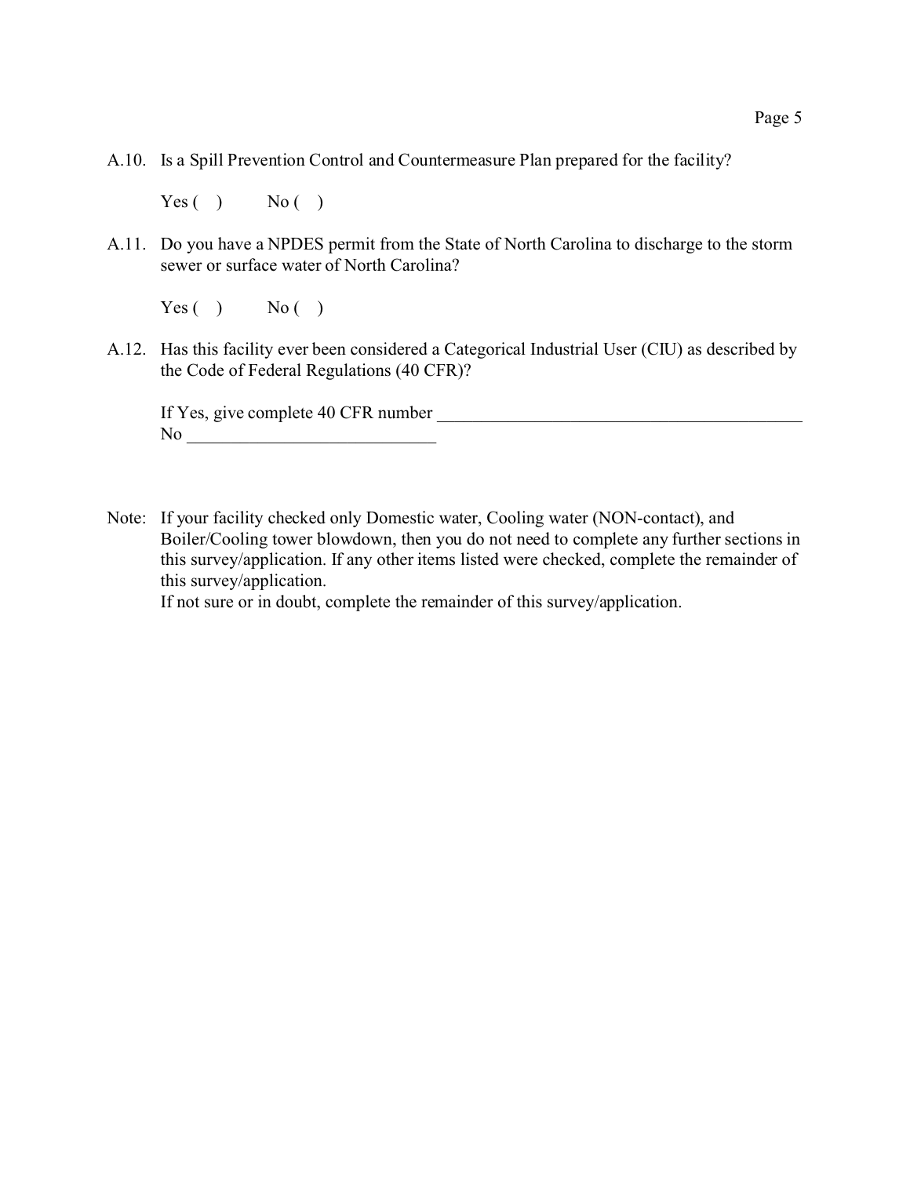A.10. Is a Spill Prevention Control and Countermeasure Plan prepared for the facility?

Yes (   )          No (   )

A.11. Do you have a NPDES permit from the State of North Carolina to discharge to the storm sewer or surface water of North Carolina?

Yes (   )          No (   )

A.12. Has this facility ever been considered a Categorical Industrial User (CIU) as described by the Code of Federal Regulations (40 CFR)?

If Yes, give complete 40 CFR number ___________________________________________
No ____________________________

Note: If your facility checked only Domestic water, Cooling water (NON-contact), and Boiler/Cooling tower blowdown, then you do not need to complete any further sections in this survey/application. If any other items listed were checked, complete the remainder of this survey/application.
If not sure or in doubt, complete the remainder of this survey/application.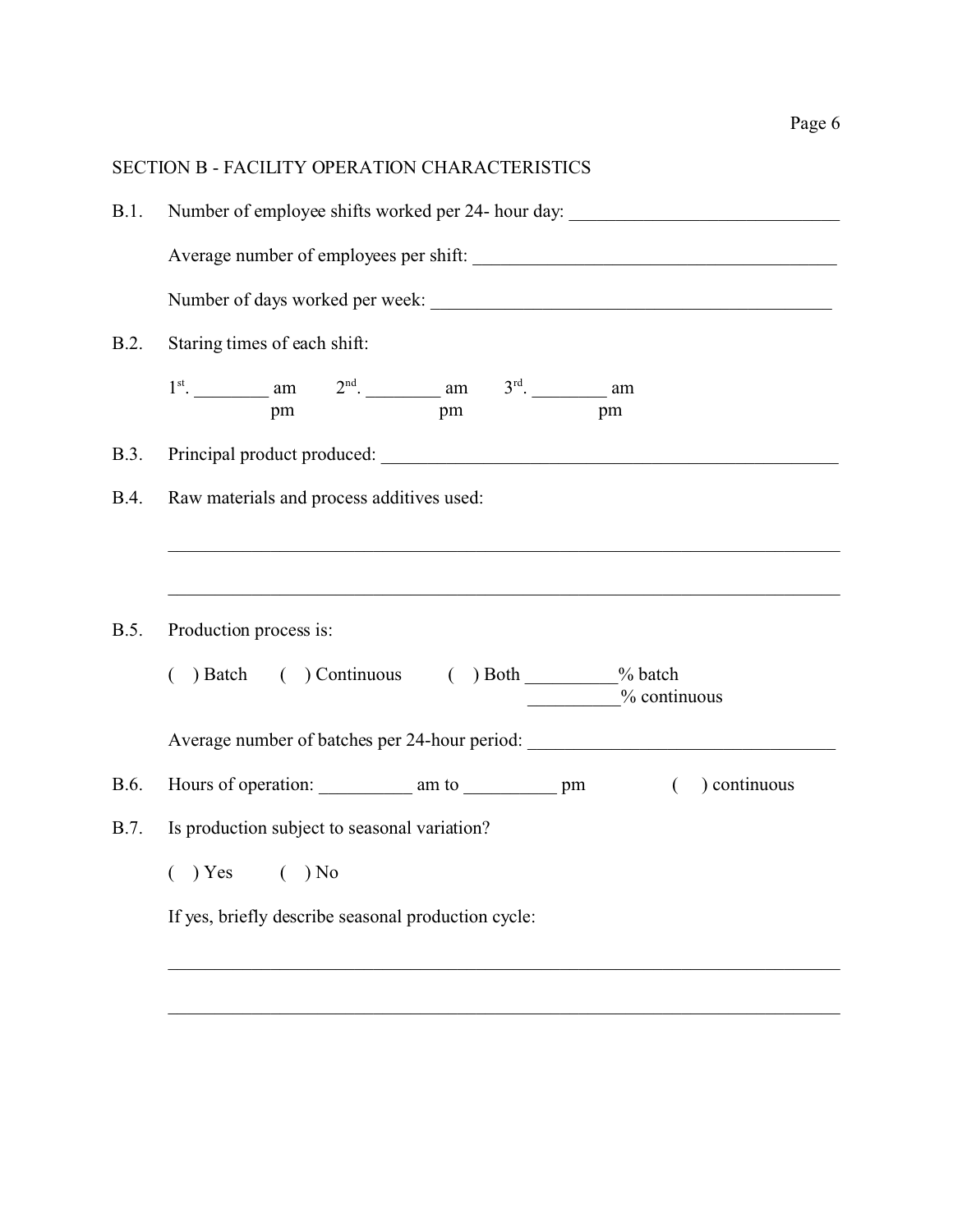## SECTION B - FACILITY OPERATION CHARACTERISTICS

B.1. Number of employee shifts worked per 24- hour day: ______________________________

Average number of employees per shift: ________________________________________

Number of days worked per week: ____________________________________________

B.2. Staring times of each shift:

1st. ________ am / pm  2nd. ________ am / pm  3rd. ________ am / pm

B.3. Principal product produced: ____________________________________________________

B.4. Raw materials and process additives used:

_____________________________________________________________________________

_____________________________________________________________________________

B.5. Production process is:

(  ) Batch  (  ) Continuous  (  ) Both __________% batch
__________% continuous

Average number of batches per 24-hour period: _________________________________

B.6. Hours of operation: __________ am to __________ pm  (  ) continuous

B.7. Is production subject to seasonal variation?

(  ) Yes  (  ) No

If yes, briefly describe seasonal production cycle:

_____________________________________________________________________________

_____________________________________________________________________________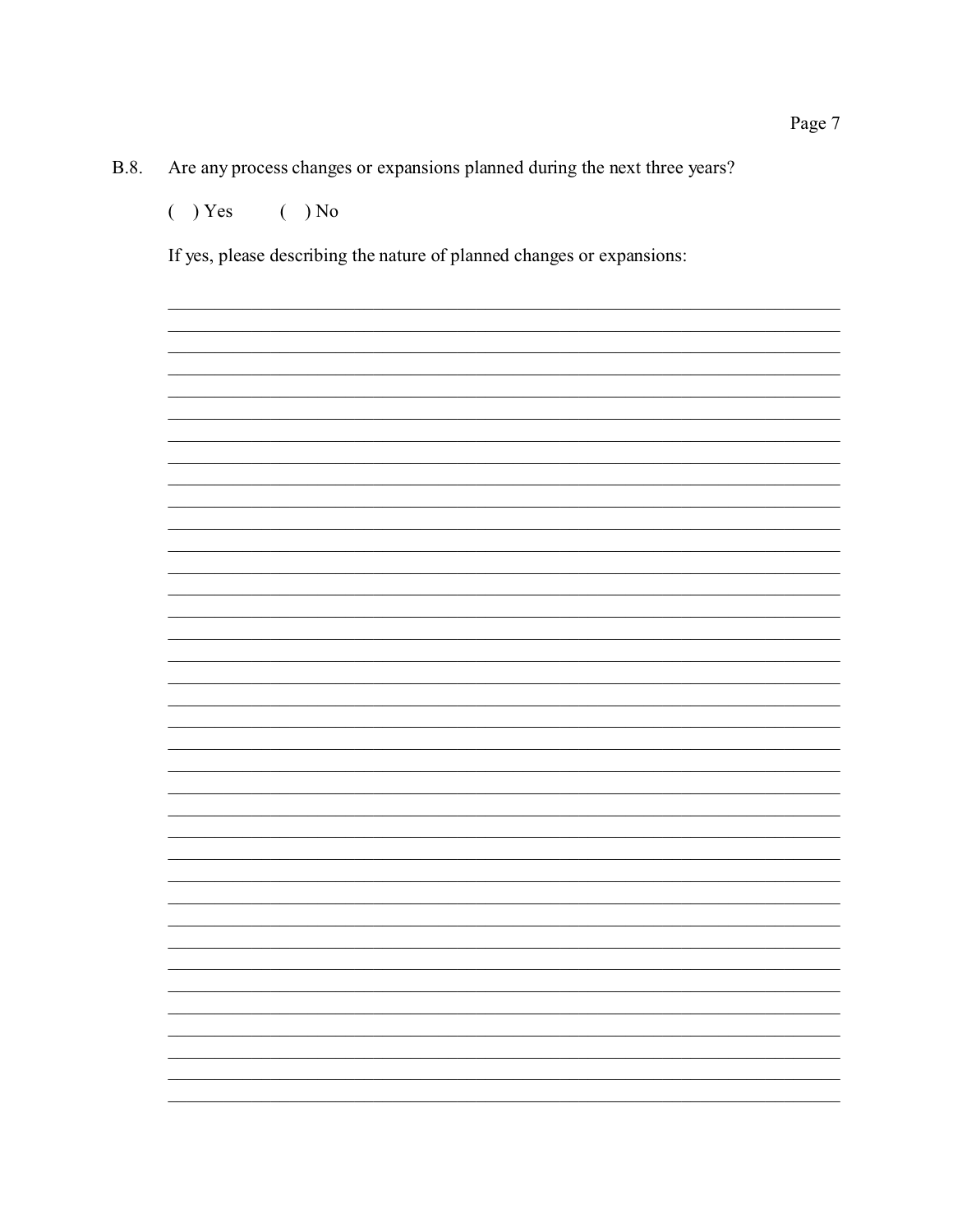B.8. Are any process changes or expansions planned during the next three years?

( ) Yes ( ) No

If yes, please describing the nature of planned changes or expansions:

______________________________________________________________________________

______________________________________________________________________________

______________________________________________________________________________

______________________________________________________________________________

______________________________________________________________________________

______________________________________________________________________________

______________________________________________________________________________

______________________________________________________________________________

______________________________________________________________________________

______________________________________________________________________________

______________________________________________________________________________

______________________________________________________________________________

______________________________________________________________________________

______________________________________________________________________________

______________________________________________________________________________

______________________________________________________________________________

______________________________________________________________________________

______________________________________________________________________________

______________________________________________________________________________

______________________________________________________________________________

______________________________________________________________________________

______________________________________________________________________________

______________________________________________________________________________

______________________________________________________________________________

______________________________________________________________________________

______________________________________________________________________________

______________________________________________________________________________

______________________________________________________________________________

______________________________________________________________________________

______________________________________________________________________________

______________________________________________________________________________

______________________________________________________________________________

______________________________________________________________________________

______________________________________________________________________________

______________________________________________________________________________

______________________________________________________________________________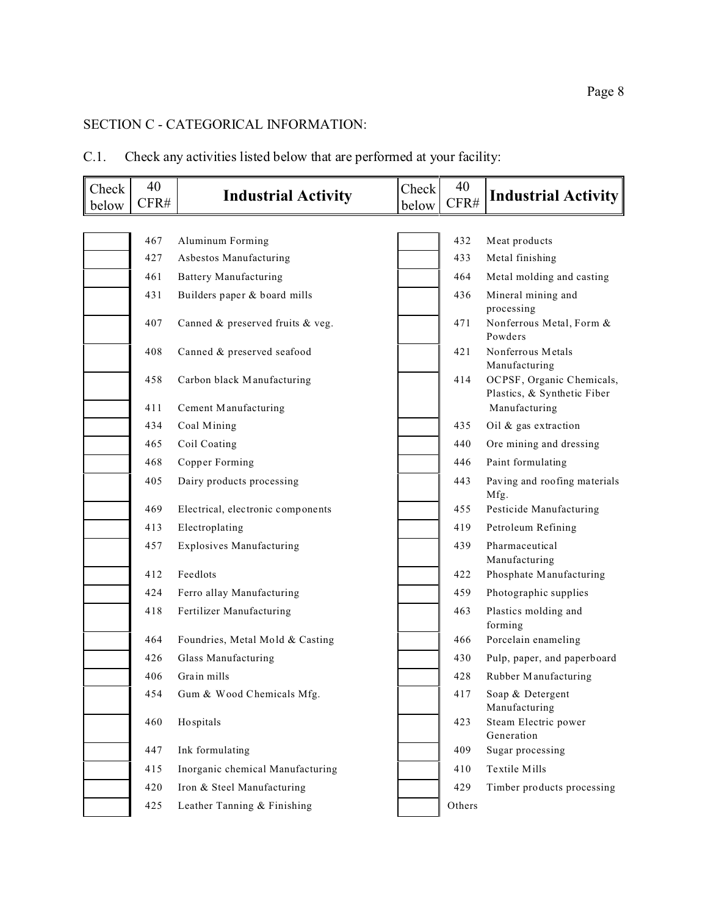## SECTION C - CATEGORICAL INFORMATION:

C.1. Check any activities listed below that are performed at your facility:

| Check below | 40 CFR# | Industrial Activity | Check below | 40 CFR# | Industrial Activity |
|---|---|---|---|---|---|
| | 467 | Aluminum Forming | | 432 | Meat products |
| | 427 | Asbestos Manufacturing | | 433 | Metal finishing |
| | 461 | Battery Manufacturing | | 464 | Metal molding and casting |
| | 431 | Builders paper & board mills | | 436 | Mineral mining and processing |
| | 407 | Canned & preserved fruits & veg. | | 471 | Nonferrous Metal, Form & Powders |
| | 408 | Canned & preserved seafood | | 421 | Nonferrous Metals Manufacturing |
| | 458 | Carbon black Manufacturing | | 414 | OCPSF, Organic Chemicals, Plastics, & Synthetic Fiber Manufacturing |
| | 411 | Cement Manufacturing | | | |
| | 434 | Coal Mining | | 435 | Oil & gas extraction |
| | 465 | Coil Coating | | 440 | Ore mining and dressing |
| | 468 | Copper Forming | | 446 | Paint formulating |
| | 405 | Dairy products processing | | 443 | Paving and roofing materials Mfg. |
| | 469 | Electrical, electronic components | | 455 | Pesticide Manufacturing |
| | 413 | Electroplating | | 419 | Petroleum Refining |
| | 457 | Explosives Manufacturing | | 439 | Pharmaceutical Manufacturing |
| | 412 | Feedlots | | 422 | Phosphate Manufacturing |
| | 424 | Ferro allay Manufacturing | | 459 | Photographic supplies |
| | 418 | Fertilizer Manufacturing | | 463 | Plastics molding and forming |
| | 464 | Foundries, Metal Mold & Casting | | 466 | Porcelain enameling |
| | 426 | Glass Manufacturing | | 430 | Pulp, paper, and paperboard |
| | 406 | Grain mills | | 428 | Rubber Manufacturing |
| | 454 | Gum & Wood Chemicals Mfg. | | 417 | Soap & Detergent Manufacturing |
| | 460 | Hospitals | | 423 | Steam Electric power Generation |
| | 447 | Ink formulating | | 409 | Sugar processing |
| | 415 | Inorganic chemical Manufacturing | | 410 | Textile Mills |
| | 420 | Iron & Steel Manufacturing | | 429 | Timber products processing |
| | 425 | Leather Tanning & Finishing | | Others | |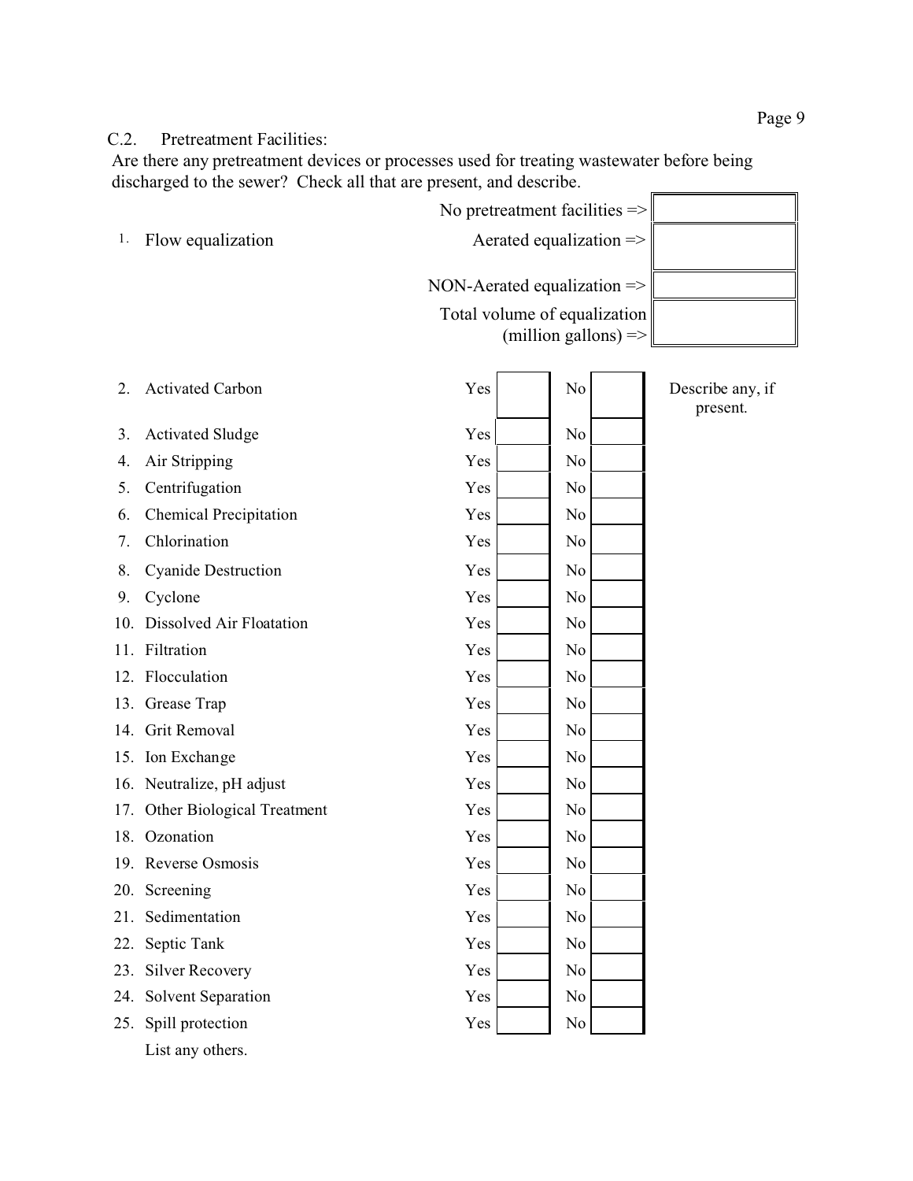C.2. Pretreatment Facilities:

Are there any pretreatment devices or processes used for treating wastewater before being discharged to the sewer? Check all that are present, and describe.

| | | |
|---|---|---|
| | No pretreatment facilities => | |
| 1. Flow equalization | Aerated equalization => | |
| | NON-Aerated equalization => | |
| | Total volume of equalization (million gallons) => | |

| | Yes | | No | | Describe any, if present. |
|---|---|---|---|---|---|
| 2. Activated Carbon | Yes | | No | | |
| 3. Activated Sludge | Yes | | No | | |
| 4. Air Stripping | Yes | | No | | |
| 5. Centrifugation | Yes | | No | | |
| 6. Chemical Precipitation | Yes | | No | | |
| 7. Chlorination | Yes | | No | | |
| 8. Cyanide Destruction | Yes | | No | | |
| 9. Cyclone | Yes | | No | | |
| 10. Dissolved Air Floatation | Yes | | No | | |
| 11. Filtration | Yes | | No | | |
| 12. Flocculation | Yes | | No | | |
| 13. Grease Trap | Yes | | No | | |
| 14. Grit Removal | Yes | | No | | |
| 15. Ion Exchange | Yes | | No | | |
| 16. Neutralize, pH adjust | Yes | | No | | |
| 17. Other Biological Treatment | Yes | | No | | |
| 18. Ozonation | Yes | | No | | |
| 19. Reverse Osmosis | Yes | | No | | |
| 20. Screening | Yes | | No | | |
| 21. Sedimentation | Yes | | No | | |
| 22. Septic Tank | Yes | | No | | |
| 23. Silver Recovery | Yes | | No | | |
| 24. Solvent Separation | Yes | | No | | |
| 25. Spill protection | Yes | | No | | |

List any others.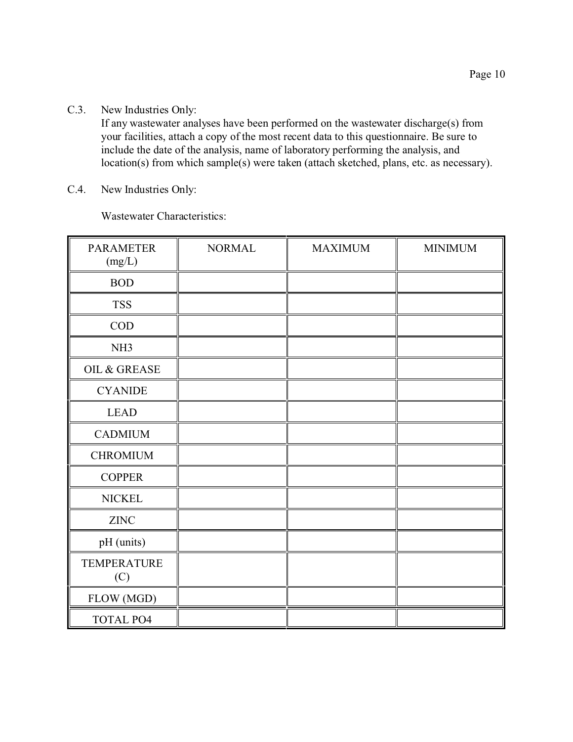C.3. New Industries Only:

If any wastewater analyses have been performed on the wastewater discharge(s) from your facilities, attach a copy of the most recent data to this questionnaire. Be sure to include the date of the analysis, name of laboratory performing the analysis, and location(s) from which sample(s) were taken (attach sketched, plans, etc. as necessary).

C.4. New Industries Only:

Wastewater Characteristics:

| PARAMETER (mg/L) | NORMAL | MAXIMUM | MINIMUM |
|---|---|---|---|
| BOD | | | |
| TSS | | | |
| COD | | | |
| NH3 | | | |
| OIL & GREASE | | | |
| CYANIDE | | | |
| LEAD | | | |
| CADMIUM | | | |
| CHROMIUM | | | |
| COPPER | | | |
| NICKEL | | | |
| ZINC | | | |
| pH (units) | | | |
| TEMPERATURE (C) | | | |
| FLOW (MGD) | | | |
| TOTAL PO4 | | | |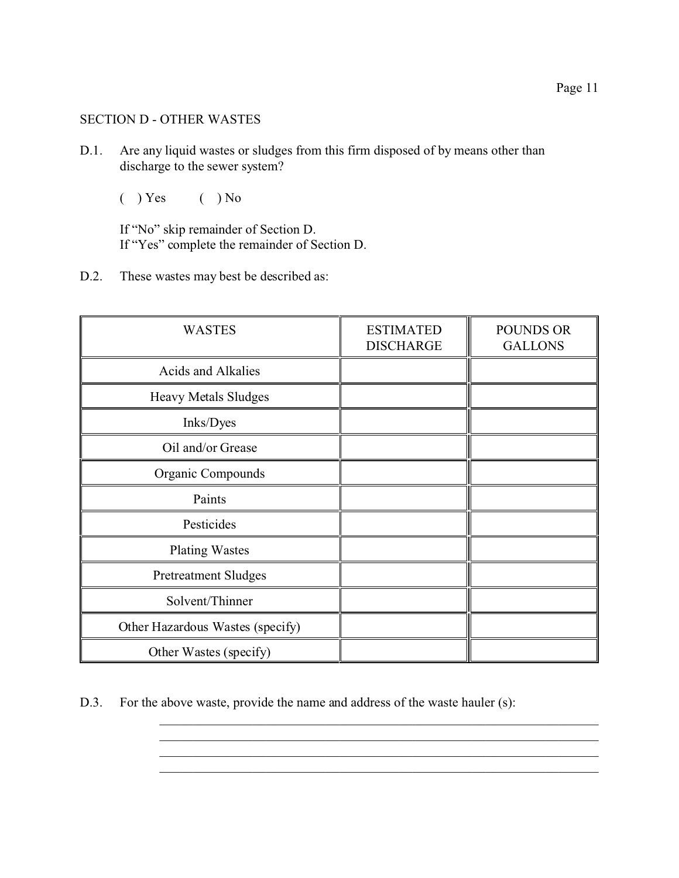## SECTION D - OTHER WASTES

D.1. Are any liquid wastes or sludges from this firm disposed of by means other than discharge to the sewer system?

( ) Yes ( ) No

If "No" skip remainder of Section D.
If "Yes" complete the remainder of Section D.

D.2. These wastes may best be described as:

| WASTES | ESTIMATED DISCHARGE | POUNDS OR GALLONS |
|---|---|---|
| Acids and Alkalies | | |
| Heavy Metals Sludges | | |
| Inks/Dyes | | |
| Oil and/or Grease | | |
| Organic Compounds | | |
| Paints | | |
| Pesticides | | |
| Plating Wastes | | |
| Pretreatment Sludges | | |
| Solvent/Thinner | | |
| Other Hazardous Wastes (specify) | | |
| Other Wastes (specify) | | |

D.3. For the above waste, provide the name and address of the waste hauler (s):

______________________________________________________________________
______________________________________________________________________
______________________________________________________________________
______________________________________________________________________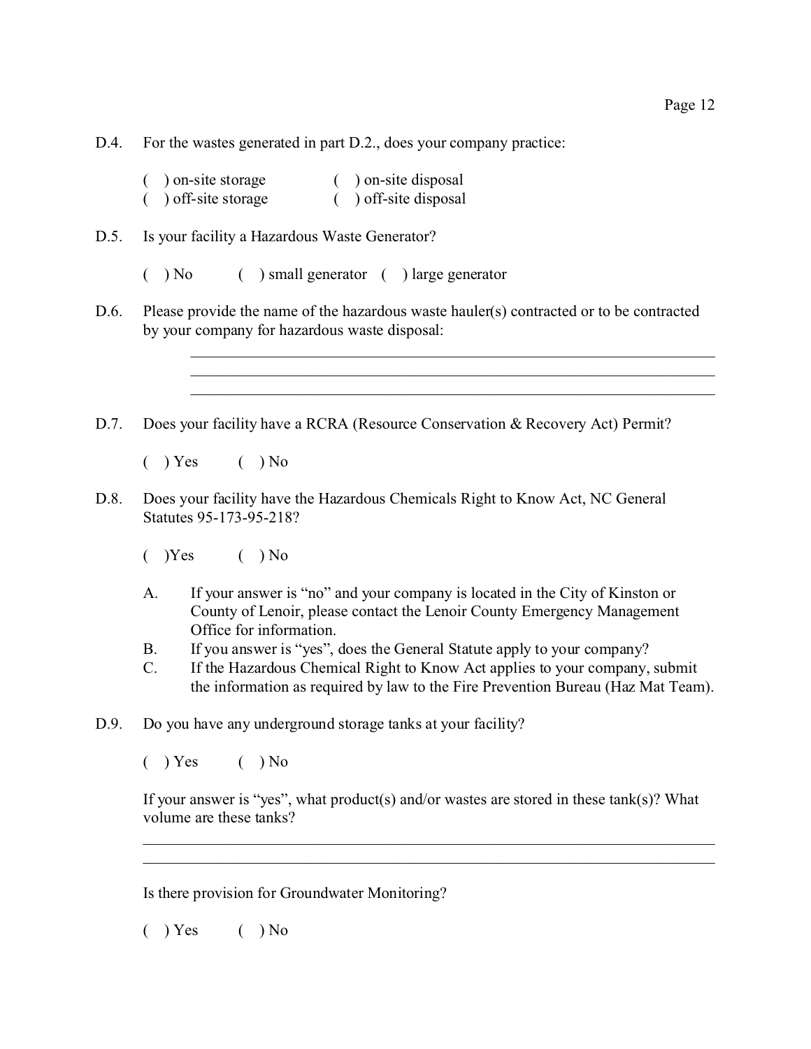D.4. For the wastes generated in part D.2., does your company practice:

( ) on-site storage ( ) on-site disposal
( ) off-site storage ( ) off-site disposal

D.5. Is your facility a Hazardous Waste Generator?

( ) No ( ) small generator ( ) large generator

D.6. Please provide the name of the hazardous waste hauler(s) contracted or to be contracted by your company for hazardous waste disposal:

\_\_\_\_\_\_\_\_\_\_\_\_\_\_\_\_\_\_\_\_\_\_\_\_\_\_\_\_\_\_\_\_\_\_\_\_\_\_\_\_\_\_\_\_\_\_\_\_\_\_\_\_\_\_\_\_
\_\_\_\_\_\_\_\_\_\_\_\_\_\_\_\_\_\_\_\_\_\_\_\_\_\_\_\_\_\_\_\_\_\_\_\_\_\_\_\_\_\_\_\_\_\_\_\_\_\_\_\_\_\_\_\_
\_\_\_\_\_\_\_\_\_\_\_\_\_\_\_\_\_\_\_\_\_\_\_\_\_\_\_\_\_\_\_\_\_\_\_\_\_\_\_\_\_\_\_\_\_\_\_\_\_\_\_\_\_\_\_\_

D.7. Does your facility have a RCRA (Resource Conservation & Recovery Act) Permit?

( ) Yes ( ) No

D.8. Does your facility have the Hazardous Chemicals Right to Know Act, NC General Statutes 95-173-95-218?

( )Yes ( ) No

A. If your answer is "no" and your company is located in the City of Kinston or County of Lenoir, please contact the Lenoir County Emergency Management Office for information.
B. If you answer is "yes", does the General Statute apply to your company?
C. If the Hazardous Chemical Right to Know Act applies to your company, submit the information as required by law to the Fire Prevention Bureau (Haz Mat Team).

D.9. Do you have any underground storage tanks at your facility?

( ) Yes ( ) No

If your answer is "yes", what product(s) and/or wastes are stored in these tank(s)? What volume are these tanks?

\_\_\_\_\_\_\_\_\_\_\_\_\_\_\_\_\_\_\_\_\_\_\_\_\_\_\_\_\_\_\_\_\_\_\_\_\_\_\_\_\_\_\_\_\_\_\_\_\_\_\_\_\_\_\_\_\_\_\_\_\_\_
\_\_\_\_\_\_\_\_\_\_\_\_\_\_\_\_\_\_\_\_\_\_\_\_\_\_\_\_\_\_\_\_\_\_\_\_\_\_\_\_\_\_\_\_\_\_\_\_\_\_\_\_\_\_\_\_\_\_\_\_\_\_

Is there provision for Groundwater Monitoring?

( ) Yes ( ) No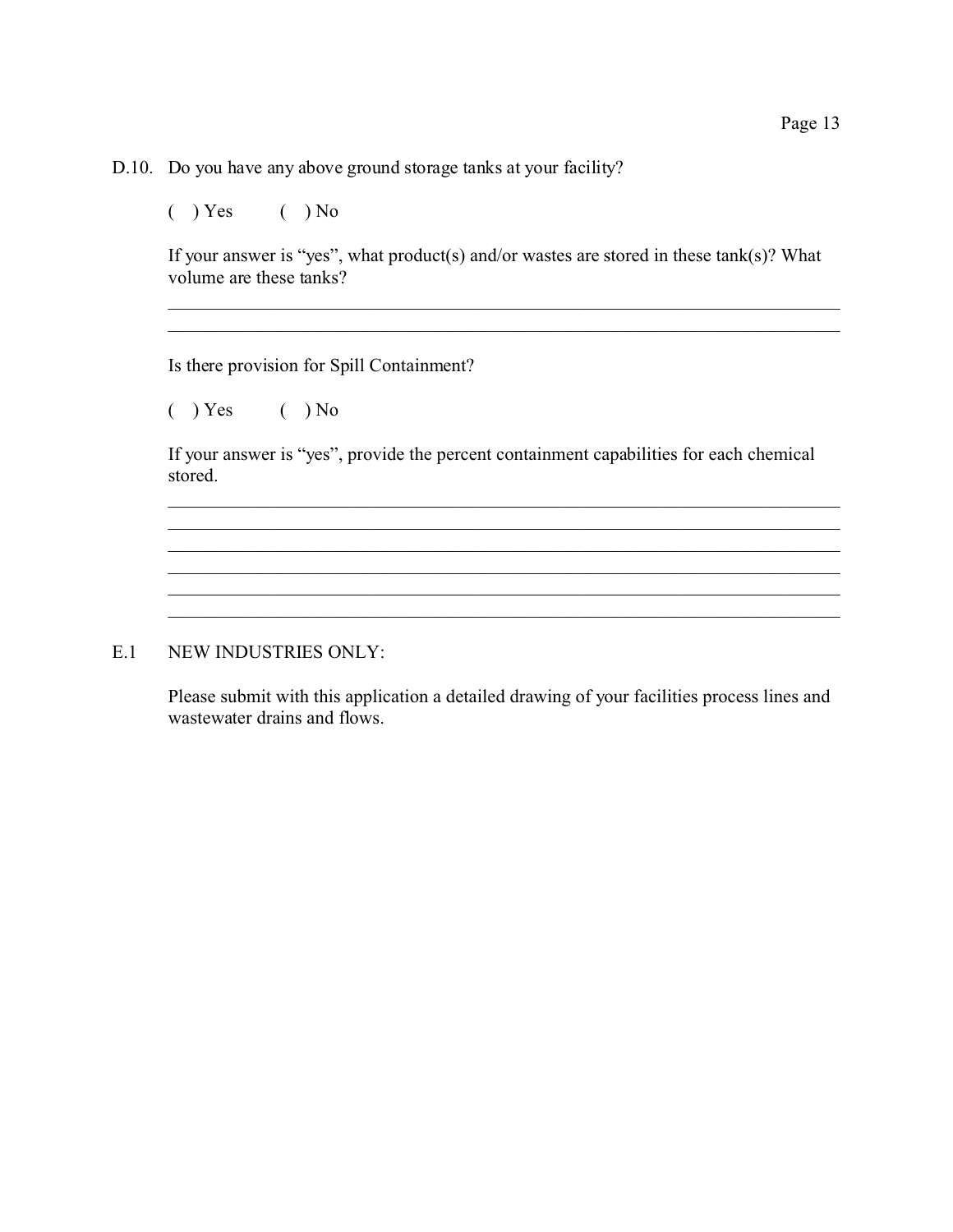D.10. Do you have any above ground storage tanks at your facility?

( ) Yes ( ) No

If your answer is "yes", what product(s) and/or wastes are stored in these tank(s)? What volume are these tanks?

\_\_\_\_\_\_\_\_\_\_\_\_\_\_\_\_\_\_\_\_\_\_\_\_\_\_\_\_\_\_\_\_\_\_\_\_\_\_\_\_\_\_\_\_\_\_\_\_\_\_\_\_\_\_\_\_\_\_\_\_\_\_\_\_\_\_\_\_\_\_\_\_\_\_\_\_\_\_

\_\_\_\_\_\_\_\_\_\_\_\_\_\_\_\_\_\_\_\_\_\_\_\_\_\_\_\_\_\_\_\_\_\_\_\_\_\_\_\_\_\_\_\_\_\_\_\_\_\_\_\_\_\_\_\_\_\_\_\_\_\_\_\_\_\_\_\_\_\_\_\_\_\_\_\_\_\_

Is there provision for Spill Containment?

( ) Yes ( ) No

If your answer is "yes", provide the percent containment capabilities for each chemical stored.

\_\_\_\_\_\_\_\_\_\_\_\_\_\_\_\_\_\_\_\_\_\_\_\_\_\_\_\_\_\_\_\_\_\_\_\_\_\_\_\_\_\_\_\_\_\_\_\_\_\_\_\_\_\_\_\_\_\_\_\_\_\_\_\_\_\_\_\_\_\_\_\_\_\_\_\_\_\_

\_\_\_\_\_\_\_\_\_\_\_\_\_\_\_\_\_\_\_\_\_\_\_\_\_\_\_\_\_\_\_\_\_\_\_\_\_\_\_\_\_\_\_\_\_\_\_\_\_\_\_\_\_\_\_\_\_\_\_\_\_\_\_\_\_\_\_\_\_\_\_\_\_\_\_\_\_\_

\_\_\_\_\_\_\_\_\_\_\_\_\_\_\_\_\_\_\_\_\_\_\_\_\_\_\_\_\_\_\_\_\_\_\_\_\_\_\_\_\_\_\_\_\_\_\_\_\_\_\_\_\_\_\_\_\_\_\_\_\_\_\_\_\_\_\_\_\_\_\_\_\_\_\_\_\_\_

\_\_\_\_\_\_\_\_\_\_\_\_\_\_\_\_\_\_\_\_\_\_\_\_\_\_\_\_\_\_\_\_\_\_\_\_\_\_\_\_\_\_\_\_\_\_\_\_\_\_\_\_\_\_\_\_\_\_\_\_\_\_\_\_\_\_\_\_\_\_\_\_\_\_\_\_\_\_

\_\_\_\_\_\_\_\_\_\_\_\_\_\_\_\_\_\_\_\_\_\_\_\_\_\_\_\_\_\_\_\_\_\_\_\_\_\_\_\_\_\_\_\_\_\_\_\_\_\_\_\_\_\_\_\_\_\_\_\_\_\_\_\_\_\_\_\_\_\_\_\_\_\_\_\_\_\_

\_\_\_\_\_\_\_\_\_\_\_\_\_\_\_\_\_\_\_\_\_\_\_\_\_\_\_\_\_\_\_\_\_\_\_\_\_\_\_\_\_\_\_\_\_\_\_\_\_\_\_\_\_\_\_\_\_\_\_\_\_\_\_\_\_\_\_\_\_\_\_\_\_\_\_\_\_\_

E.1 NEW INDUSTRIES ONLY:

Please submit with this application a detailed drawing of your facilities process lines and wastewater drains and flows.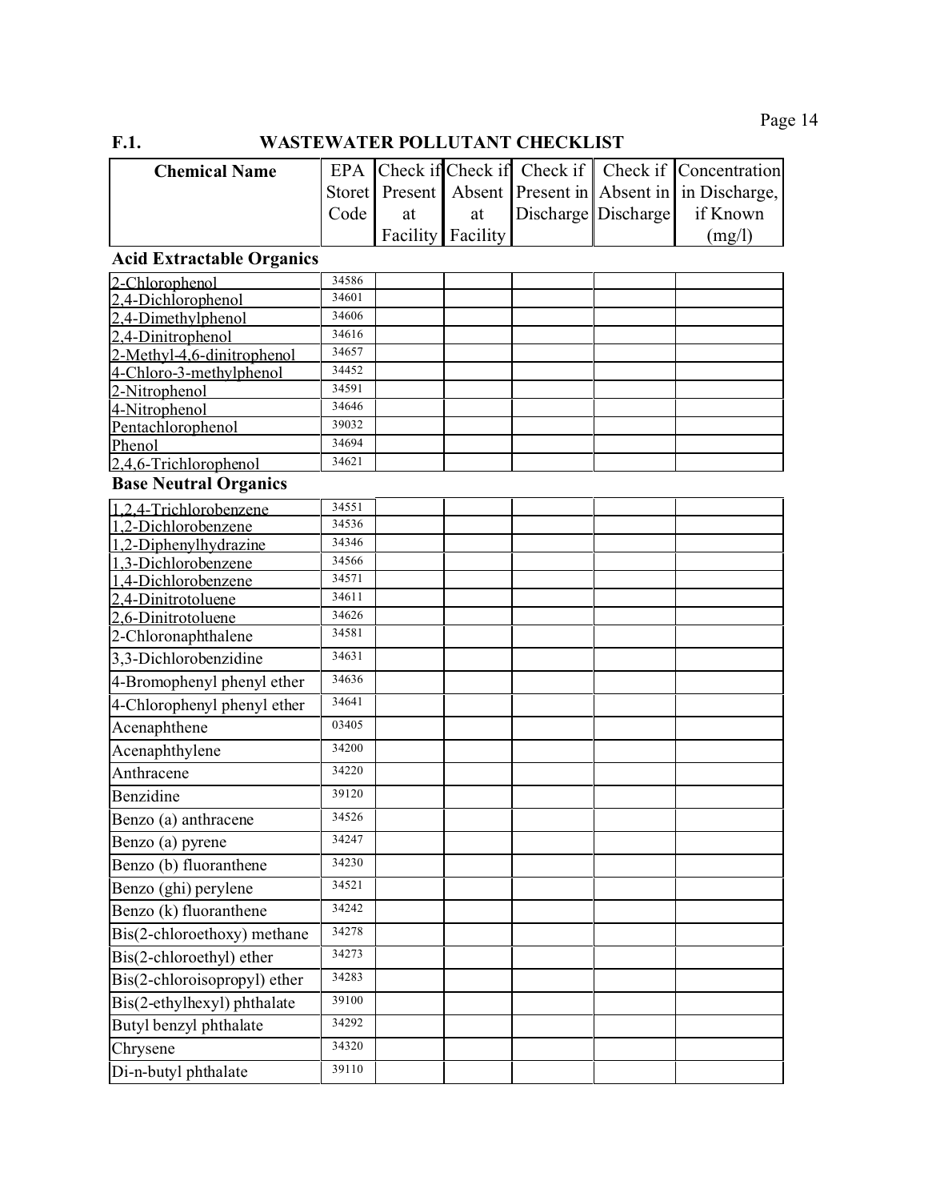## F.1. WASTEWATER POLLUTANT CHECKLIST

| Chemical Name | EPA Storet Code | Check if Present at Facility | Check if Absent at Facility | Check if Present in Discharge | Check if Absent in Discharge | Concentration in Discharge, if Known (mg/l) |
|---|---|---|---|---|---|---|
| **Acid Extractable Organics** | | | | | | |
| 2-Chlorophenol | 34586 | | | | | |
| 2,4-Dichlorophenol | 34601 | | | | | |
| 2,4-Dimethylphenol | 34606 | | | | | |
| 2,4-Dinitrophenol | 34616 | | | | | |
| 2-Methyl-4,6-dinitrophenol | 34657 | | | | | |
| 4-Chloro-3-methylphenol | 34452 | | | | | |
| 2-Nitrophenol | 34591 | | | | | |
| 4-Nitrophenol | 34646 | | | | | |
| Pentachlorophenol | 39032 | | | | | |
| Phenol | 34694 | | | | | |
| 2,4,6-Trichlorophenol | 34621 | | | | | |
| **Base Neutral Organics** | | | | | | |
| 1,2,4-Trichlorobenzene | 34551 | | | | | |
| 1,2-Dichlorobenzene | 34536 | | | | | |
| 1,2-Diphenylhydrazine | 34346 | | | | | |
| 1,3-Dichlorobenzene | 34566 | | | | | |
| 1,4-Dichlorobenzene | 34571 | | | | | |
| 2,4-Dinitrotoluene | 34611 | | | | | |
| 2,6-Dinitrotoluene | 34626 | | | | | |
| 2-Chloronaphthalene | 34581 | | | | | |
| 3,3-Dichlorobenzidine | 34631 | | | | | |
| 4-Bromophenyl phenyl ether | 34636 | | | | | |
| 4-Chlorophenyl phenyl ether | 34641 | | | | | |
| Acenaphthene | 03405 | | | | | |
| Acenaphthylene | 34200 | | | | | |
| Anthracene | 34220 | | | | | |
| Benzidine | 39120 | | | | | |
| Benzo (a) anthracene | 34526 | | | | | |
| Benzo (a) pyrene | 34247 | | | | | |
| Benzo (b) fluoranthene | 34230 | | | | | |
| Benzo (ghi) perylene | 34521 | | | | | |
| Benzo (k) fluoranthene | 34242 | | | | | |
| Bis(2-chloroethoxy) methane | 34278 | | | | | |
| Bis(2-chloroethyl) ether | 34273 | | | | | |
| Bis(2-chloroisopropyl) ether | 34283 | | | | | |
| Bis(2-ethylhexyl) phthalate | 39100 | | | | | |
| Butyl benzyl phthalate | 34292 | | | | | |
| Chrysene | 34320 | | | | | |
| Di-n-butyl phthalate | 39110 | | | | | |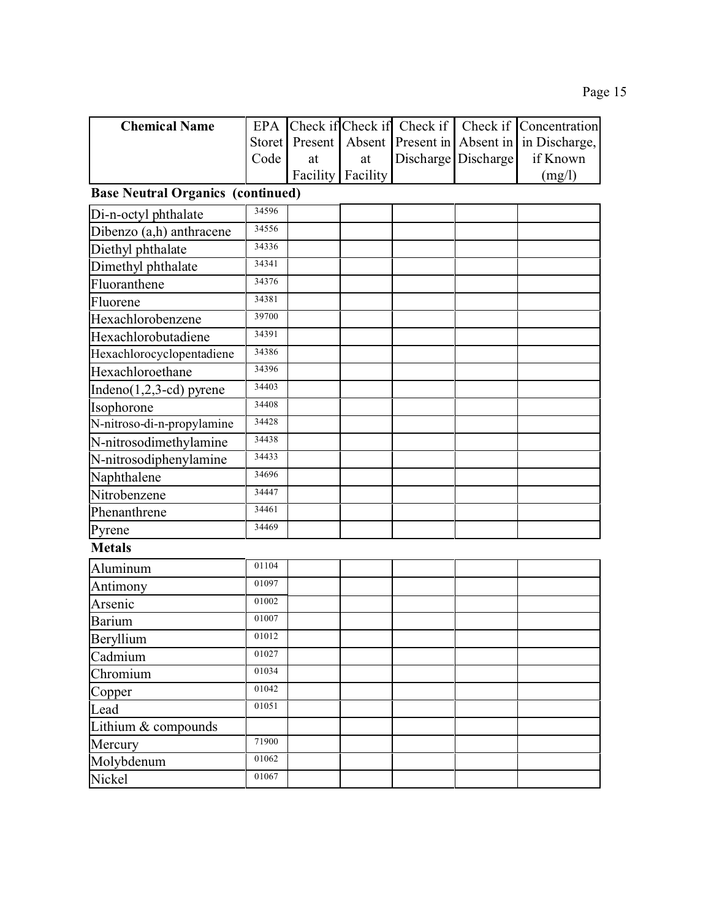| Chemical Name | EPA Storet Code | Check if Present at Facility | Check if Absent at Facility | Check if Present in Discharge | Check if Absent in Discharge | Concentration in Discharge, if Known (mg/l) |
|---|---|---|---|---|---|---|
| **Base Neutral Organics (continued)** | | | | | | |
| Di-n-octyl phthalate | 34596 | | | | | |
| Dibenzo (a,h) anthracene | 34556 | | | | | |
| Diethyl phthalate | 34336 | | | | | |
| Dimethyl phthalate | 34341 | | | | | |
| Fluoranthene | 34376 | | | | | |
| Fluorene | 34381 | | | | | |
| Hexachlorobenzene | 39700 | | | | | |
| Hexachlorobutadiene | 34391 | | | | | |
| Hexachlorocyclopentadiene | 34386 | | | | | |
| Hexachloroethane | 34396 | | | | | |
| Indeno(1,2,3-cd) pyrene | 34403 | | | | | |
| Isophorone | 34408 | | | | | |
| N-nitroso-di-n-propylamine | 34428 | | | | | |
| N-nitrosodimethylamine | 34438 | | | | | |
| N-nitrosodiphenylamine | 34433 | | | | | |
| Naphthalene | 34696 | | | | | |
| Nitrobenzene | 34447 | | | | | |
| Phenanthrene | 34461 | | | | | |
| Pyrene | 34469 | | | | | |
| **Metals** | | | | | | |
| Aluminum | 01104 | | | | | |
| Antimony | 01097 | | | | | |
| Arsenic | 01002 | | | | | |
| Barium | 01007 | | | | | |
| Beryllium | 01012 | | | | | |
| Cadmium | 01027 | | | | | |
| Chromium | 01034 | | | | | |
| Copper | 01042 | | | | | |
| Lead | 01051 | | | | | |
| Lithium & compounds | | | | | | |
| Mercury | 71900 | | | | | |
| Molybdenum | 01062 | | | | | |
| Nickel | 01067 | | | | | |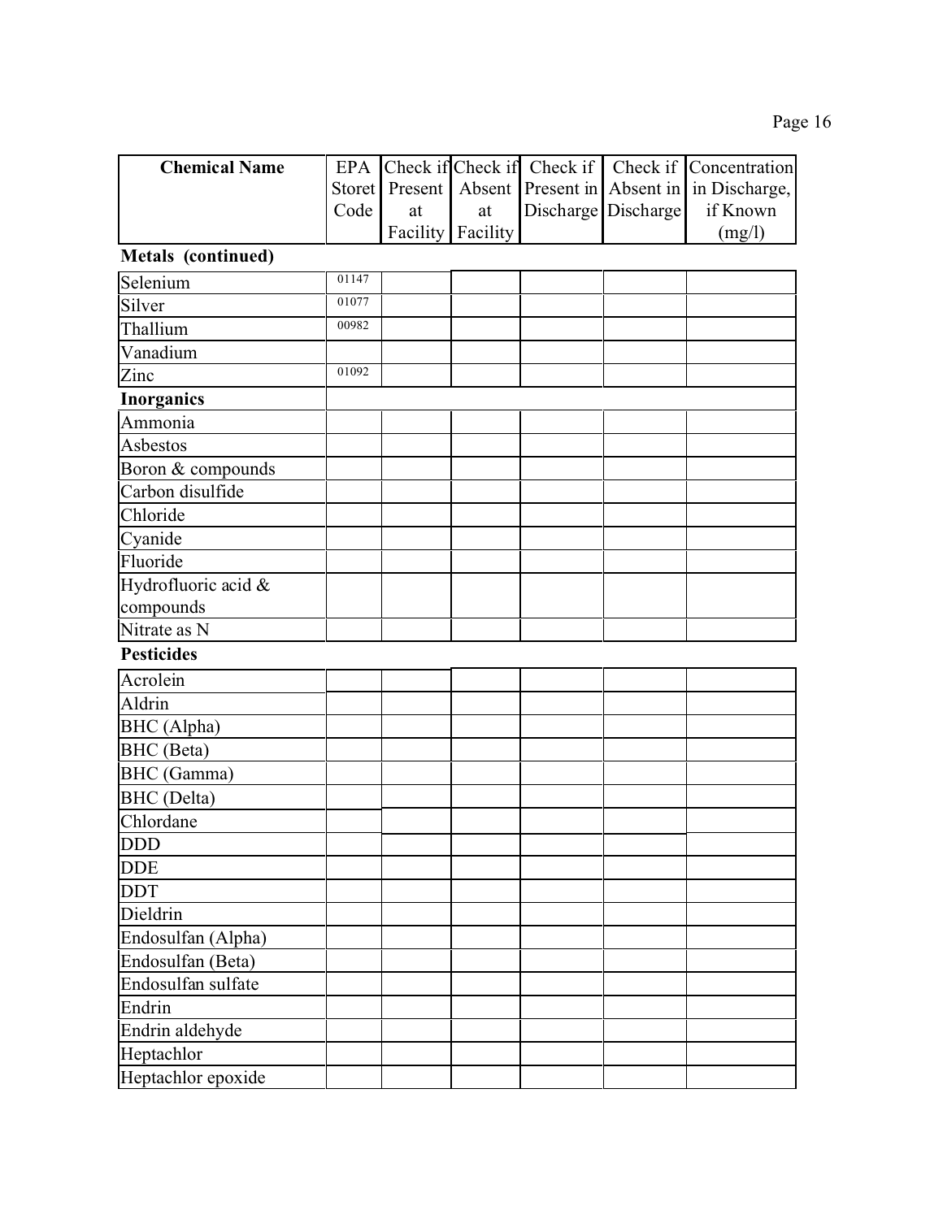| Chemical Name | EPA Storet Code | Check if Present at Facility | Check if Absent at Facility | Check if Present in Discharge | Check if Absent in Discharge | Concentration in Discharge, if Known (mg/l) |
|---|---|---|---|---|---|---|
| **Metals (continued)** | | | | | | |
| Selenium | 01147 | | | | | |
| Silver | 01077 | | | | | |
| Thallium | 00982 | | | | | |
| Vanadium | | | | | | |
| Zinc | 01092 | | | | | |
| **Inorganics** | | | | | | |
| Ammonia | | | | | | |
| Asbestos | | | | | | |
| Boron & compounds | | | | | | |
| Carbon disulfide | | | | | | |
| Chloride | | | | | | |
| Cyanide | | | | | | |
| Fluoride | | | | | | |
| Hydrofluoric acid & compounds | | | | | | |
| Nitrate as N | | | | | | |
| **Pesticides** | | | | | | |
| Acrolein | | | | | | |
| Aldrin | | | | | | |
| BHC (Alpha) | | | | | | |
| BHC (Beta) | | | | | | |
| BHC (Gamma) | | | | | | |
| BHC (Delta) | | | | | | |
| Chlordane | | | | | | |
| DDD | | | | | | |
| DDE | | | | | | |
| DDT | | | | | | |
| Dieldrin | | | | | | |
| Endosulfan (Alpha) | | | | | | |
| Endosulfan (Beta) | | | | | | |
| Endosulfan sulfate | | | | | | |
| Endrin | | | | | | |
| Endrin aldehyde | | | | | | |
| Heptachlor | | | | | | |
| Heptachlor epoxide | | | | | | |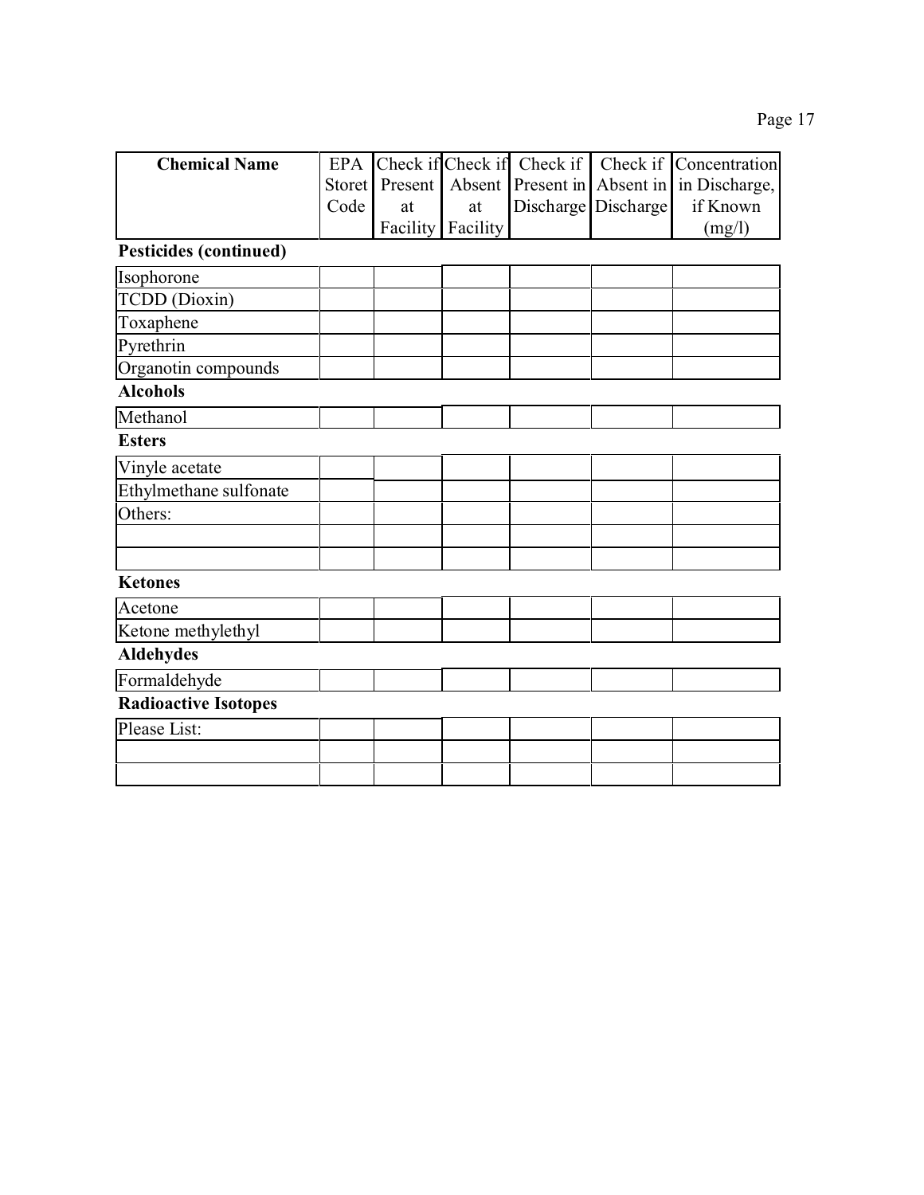| Chemical Name | EPA Storet Code | Check if Present at Facility | Check if Absent at Facility | Check if Present in Discharge | Check if Absent in Discharge | Concentration in Discharge, if Known (mg/l) |
|---|---|---|---|---|---|---|
| **Pesticides (continued)** | | | | | | |
| Isophorone | | | | | | |
| TCDD (Dioxin) | | | | | | |
| Toxaphene | | | | | | |
| Pyrethrin | | | | | | |
| Organotin compounds | | | | | | |
| **Alcohols** | | | | | | |
| Methanol | | | | | | |
| **Esters** | | | | | | |
| Vinyle acetate | | | | | | |
| Ethylmethane sulfonate | | | | | | |
| Others: | | | | | | |
| | | | | | | |
| | | | | | | |
| **Ketones** | | | | | | |
| Acetone | | | | | | |
| Ketone methylethyl | | | | | | |
| **Aldehydes** | | | | | | |
| Formaldehyde | | | | | | |
| **Radioactive Isotopes** | | | | | | |
| Please List: | | | | | | |
| | | | | | | |
| | | | | | | |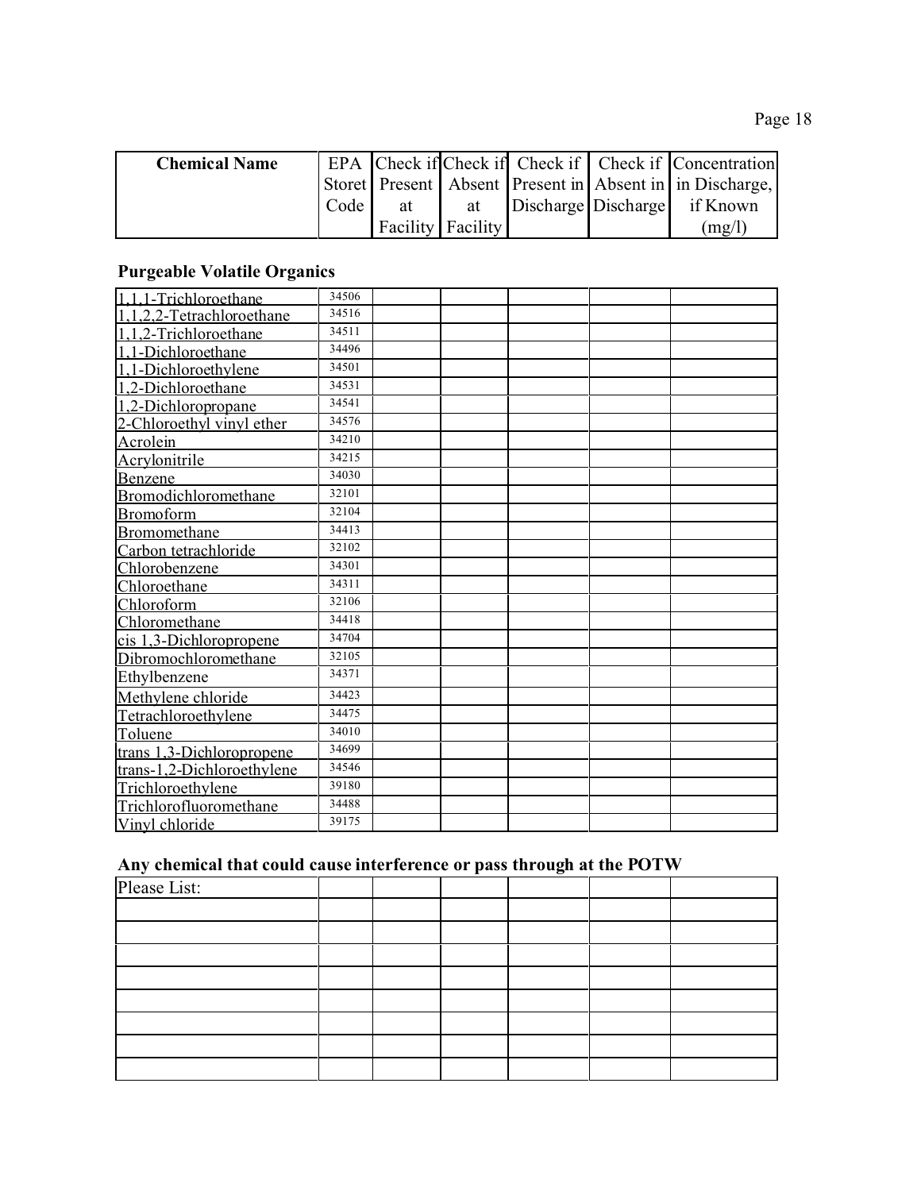| Chemical Name | EPA Storet Code | Check if Present at Facility | Check if Absent at Facility | Check if Present in Discharge | Check if Absent in Discharge | Concentration in Discharge, if Known (mg/l) |
|---|---|---|---|---|---|---|

**Purgeable Volatile Organics**

| Chemical Name | EPA Storet Code | Check if Present at Facility | Check if Absent at Facility | Check if Present in Discharge | Check if Absent in Discharge | Concentration in Discharge, if Known (mg/l) |
|---|---|---|---|---|---|---|
| 1,1,1-Trichloroethane | 34506 | | | | | |
| 1,1,2,2-Tetrachloroethane | 34516 | | | | | |
| 1,1,2-Trichloroethane | 34511 | | | | | |
| 1,1-Dichloroethane | 34496 | | | | | |
| 1,1-Dichloroethylene | 34501 | | | | | |
| 1,2-Dichloroethane | 34531 | | | | | |
| 1,2-Dichloropropane | 34541 | | | | | |
| 2-Chloroethyl vinyl ether | 34576 | | | | | |
| Acrolein | 34210 | | | | | |
| Acrylonitrile | 34215 | | | | | |
| Benzene | 34030 | | | | | |
| Bromodichloromethane | 32101 | | | | | |
| Bromoform | 32104 | | | | | |
| Bromomethane | 34413 | | | | | |
| Carbon tetrachloride | 32102 | | | | | |
| Chlorobenzene | 34301 | | | | | |
| Chloroethane | 34311 | | | | | |
| Chloroform | 32106 | | | | | |
| Chloromethane | 34418 | | | | | |
| cis 1,3-Dichloropropene | 34704 | | | | | |
| Dibromochloromethane | 32105 | | | | | |
| Ethylbenzene | 34371 | | | | | |
| Methylene chloride | 34423 | | | | | |
| Tetrachloroethylene | 34475 | | | | | |
| Toluene | 34010 | | | | | |
| trans 1,3-Dichloropropene | 34699 | | | | | |
| trans-1,2-Dichloroethylene | 34546 | | | | | |
| Trichloroethylene | 39180 | | | | | |
| Trichlorofluoromethane | 34488 | | | | | |
| Vinyl chloride | 39175 | | | | | |

**Any chemical that could cause interference or pass through at the POTW**

| Please List: | | | | | | |
|---|---|---|---|---|---|---|
| | | | | | | |
| | | | | | | |
| | | | | | | |
| | | | | | | |
| | | | | | | |
| | | | | | | |
| | | | | | | |
| | | | | | | |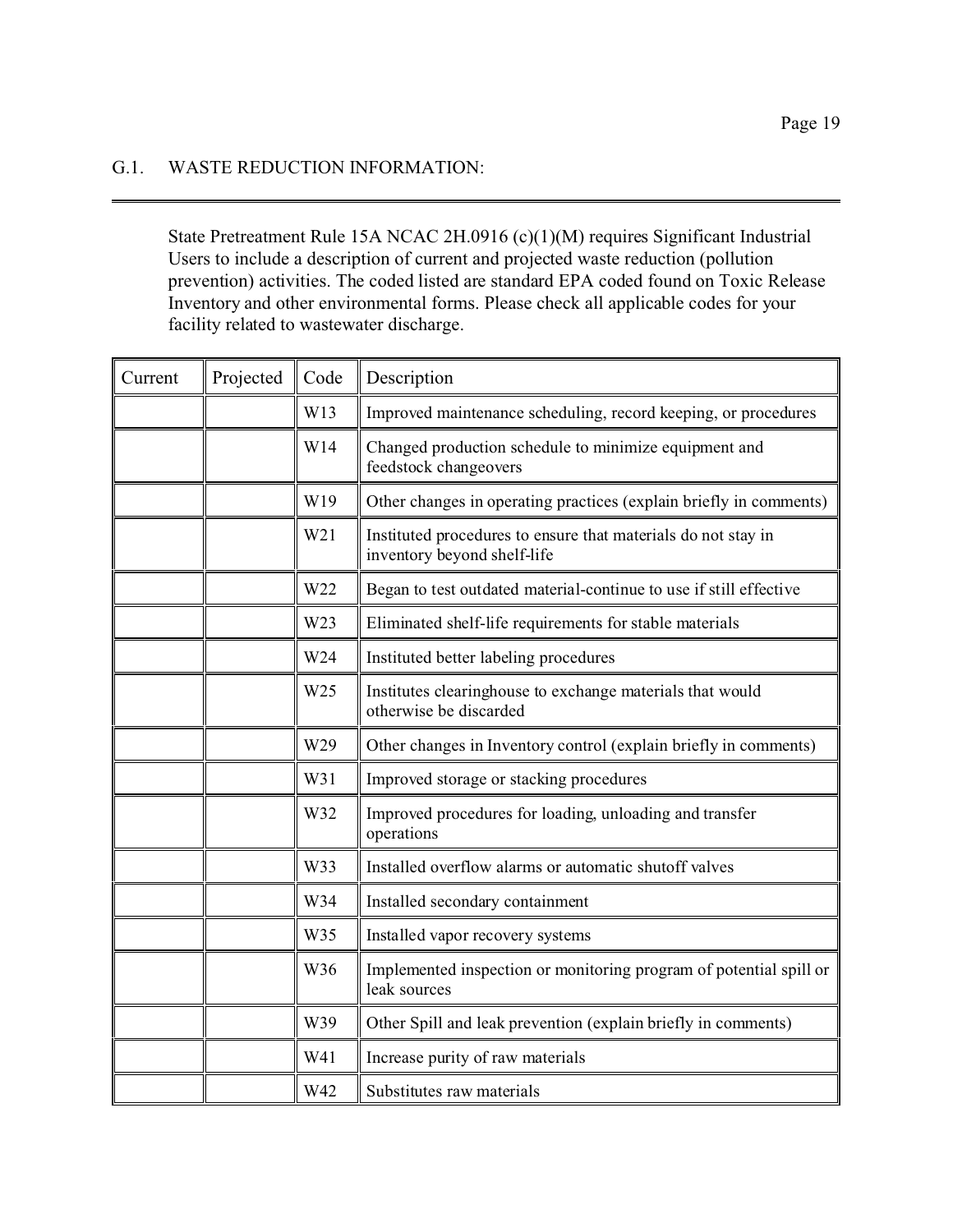## G.1. WASTE REDUCTION INFORMATION:

State Pretreatment Rule 15A NCAC 2H.0916 (c)(1)(M) requires Significant Industrial Users to include a description of current and projected waste reduction (pollution prevention) activities. The coded listed are standard EPA coded found on Toxic Release Inventory and other environmental forms. Please check all applicable codes for your facility related to wastewater discharge.

| Current | Projected | Code | Description |
|---|---|---|---|
| | | W13 | Improved maintenance scheduling, record keeping, or procedures |
| | | W14 | Changed production schedule to minimize equipment and feedstock changeovers |
| | | W19 | Other changes in operating practices (explain briefly in comments) |
| | | W21 | Instituted procedures to ensure that materials do not stay in inventory beyond shelf-life |
| | | W22 | Began to test outdated material-continue to use if still effective |
| | | W23 | Eliminated shelf-life requirements for stable materials |
| | | W24 | Instituted better labeling procedures |
| | | W25 | Institutes clearinghouse to exchange materials that would otherwise be discarded |
| | | W29 | Other changes in Inventory control (explain briefly in comments) |
| | | W31 | Improved storage or stacking procedures |
| | | W32 | Improved procedures for loading, unloading and transfer operations |
| | | W33 | Installed overflow alarms or automatic shutoff valves |
| | | W34 | Installed secondary containment |
| | | W35 | Installed vapor recovery systems |
| | | W36 | Implemented inspection or monitoring program of potential spill or leak sources |
| | | W39 | Other Spill and leak prevention (explain briefly in comments) |
| | | W41 | Increase purity of raw materials |
| | | W42 | Substitutes raw materials |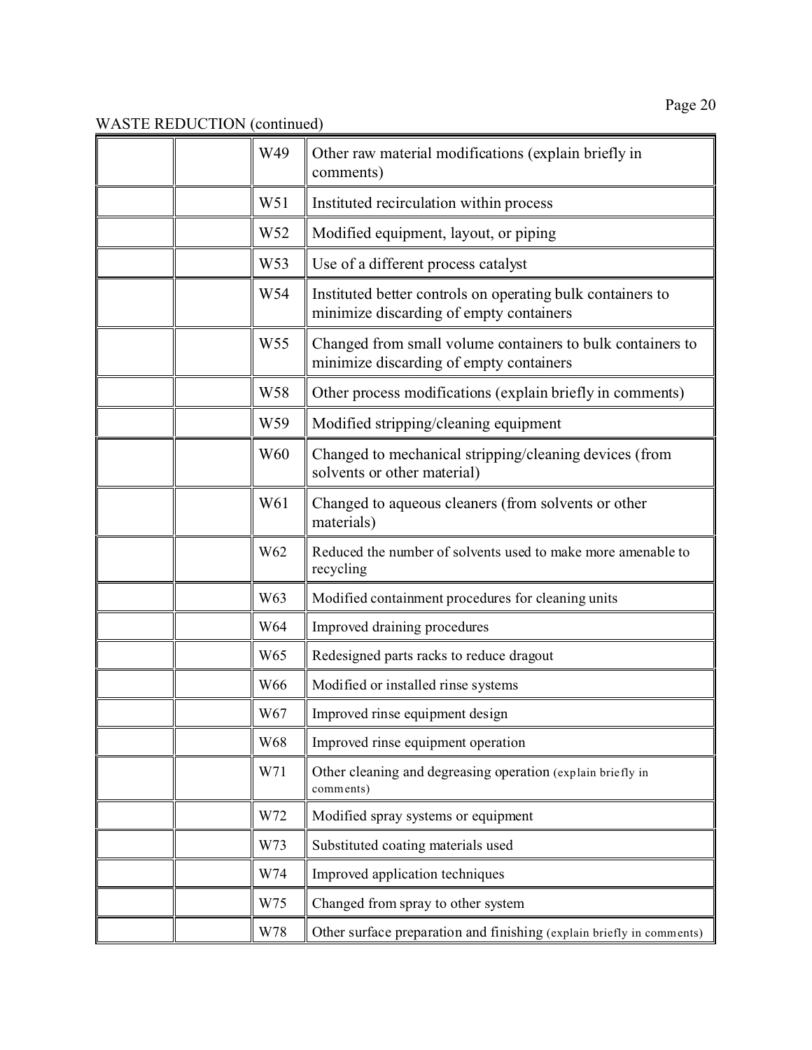WASTE REDUCTION (continued)

| | | | |
|---|---|---|---|
| | | W49 | Other raw material modifications (explain briefly in comments) |
| | | W51 | Instituted recirculation within process |
| | | W52 | Modified equipment, layout, or piping |
| | | W53 | Use of a different process catalyst |
| | | W54 | Instituted better controls on operating bulk containers to minimize discarding of empty containers |
| | | W55 | Changed from small volume containers to bulk containers to minimize discarding of empty containers |
| | | W58 | Other process modifications (explain briefly in comments) |
| | | W59 | Modified stripping/cleaning equipment |
| | | W60 | Changed to mechanical stripping/cleaning devices (from solvents or other material) |
| | | W61 | Changed to aqueous cleaners (from solvents or other materials) |
| | | W62 | Reduced the number of solvents used to make more amenable to recycling |
| | | W63 | Modified containment procedures for cleaning units |
| | | W64 | Improved draining procedures |
| | | W65 | Redesigned parts racks to reduce dragout |
| | | W66 | Modified or installed rinse systems |
| | | W67 | Improved rinse equipment design |
| | | W68 | Improved rinse equipment operation |
| | | W71 | Other cleaning and degreasing operation (explain briefly in comments) |
| | | W72 | Modified spray systems or equipment |
| | | W73 | Substituted coating materials used |
| | | W74 | Improved application techniques |
| | | W75 | Changed from spray to other system |
| | | W78 | Other surface preparation and finishing (explain briefly in comments) |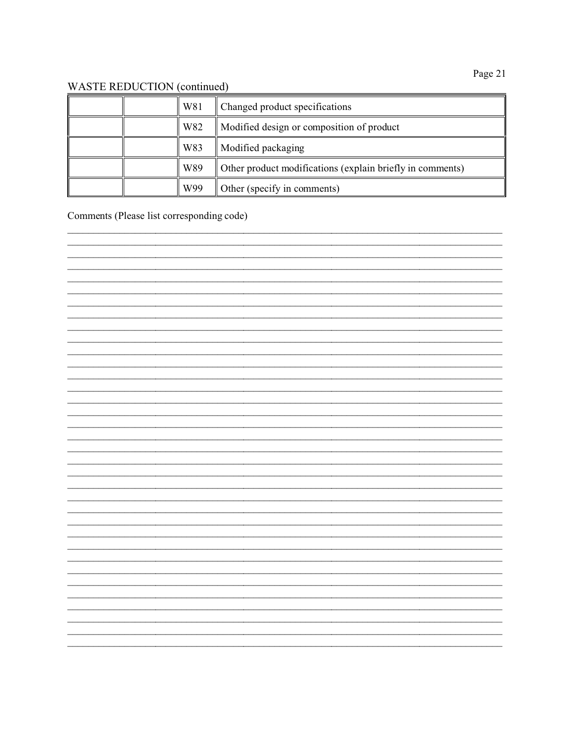## WASTE REDUCTION (continued)

| | | | |
|---|---|---|---|
| | | W81 | Changed product specifications |
| | | W82 | Modified design or composition of product |
| | | W83 | Modified packaging |
| | | W89 | Other product modifications (explain briefly in comments) |
| | | W99 | Other (specify in comments) |

Comments (Please list corresponding code)

_______________________________________________________________________________

_______________________________________________________________________________

_______________________________________________________________________________

_______________________________________________________________________________

_______________________________________________________________________________

_______________________________________________________________________________

_______________________________________________________________________________

_______________________________________________________________________________

_______________________________________________________________________________

_______________________________________________________________________________

_______________________________________________________________________________

_______________________________________________________________________________

_______________________________________________________________________________

_______________________________________________________________________________

_______________________________________________________________________________

_______________________________________________________________________________

_______________________________________________________________________________

_______________________________________________________________________________

_______________________________________________________________________________

_______________________________________________________________________________